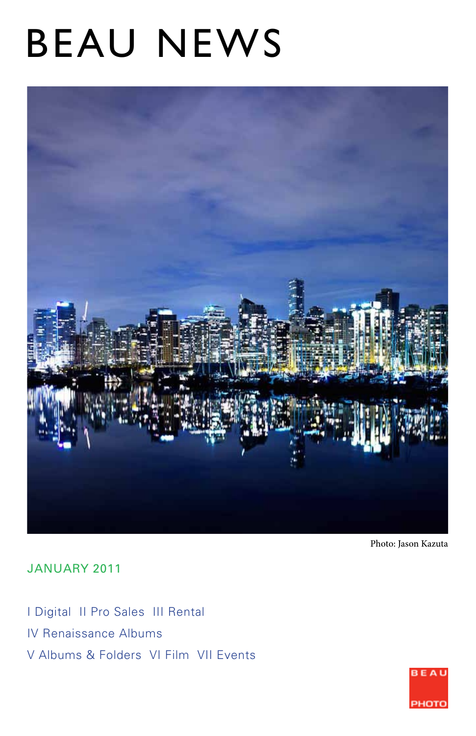# BEAU NEWS

Photo: Jason Kazuta

JANUARY 2011

I Digital II Pro Sales III Rental

IV Renaissance Albums

V Albums & Folders VI Film VII Events

BEAU PHOTO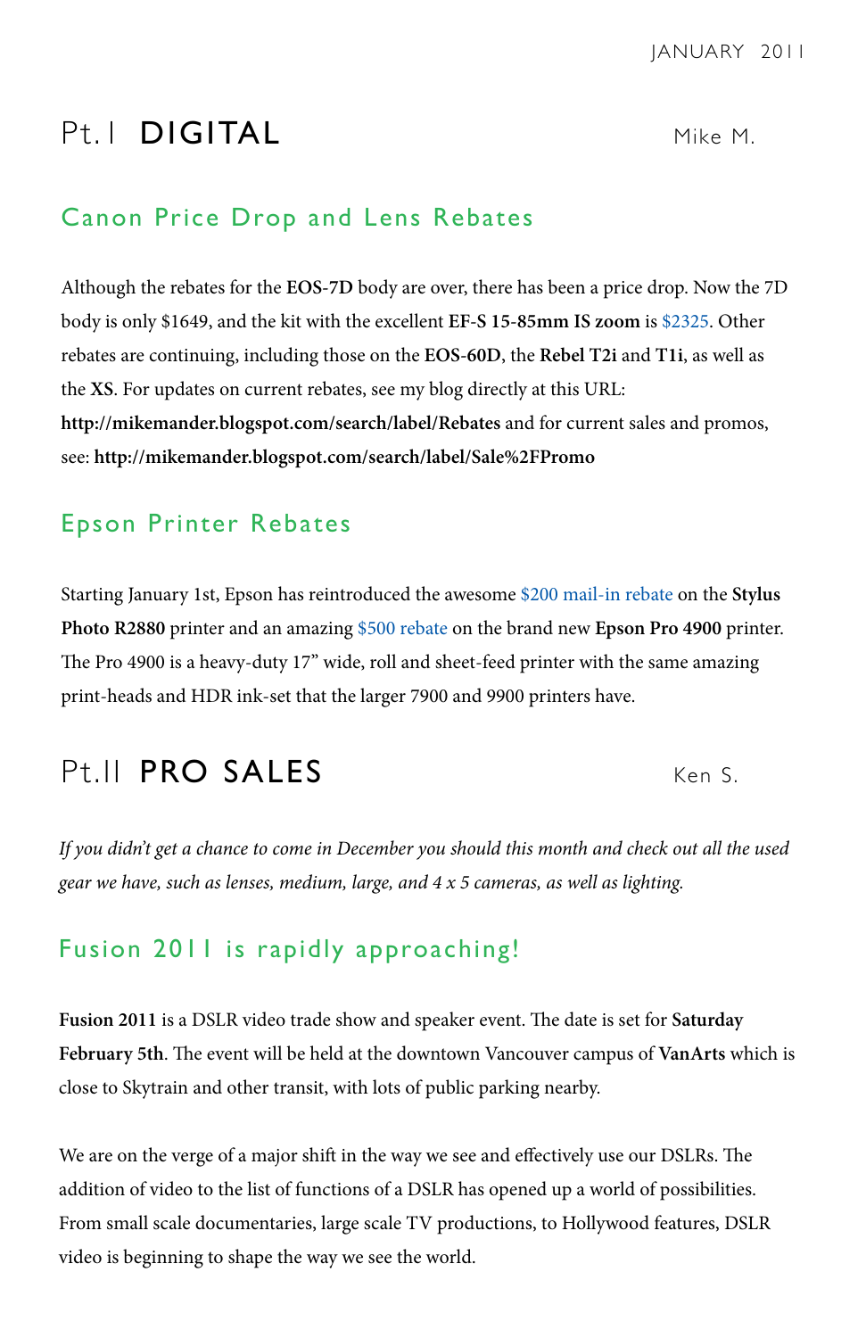# Pt. I DIGITAL

Mike M.

## Canon Price Drop and Lens Rebates

Although the rebates for the **EOS-7D** body are over, there has been a price drop. Now the 7D body is only $1649, and the kit with the excellent **EF-S 15-85mm IS zoom** is $2325. Other rebates are continuing, including those on the **EOS-60D**, the **Rebel T2i** and **T1i**, as well as the **XS**. For updates on current rebates, see my blog directly at this URL: **http://mikemander.blogspot.com/search/label/Rebates** and for current sales and promos, see: **http://mikemander.blogspot.com/search/label/Sale%2FPromo**

## Epson Printer Rebates

Starting January 1st, Epson has reintroduced the awesome $200 mail-in rebate on the **Stylus Photo R2880** printer and an amazing $500 rebate on the brand new **Epson Pro 4900** printer. The Pro 4900 is a heavy-duty 17" wide, roll and sheet-feed printer with the same amazing print-heads and HDR ink-set that the larger 7900 and 9900 printers have.

# Pt. II PRO SALES

Ken S.

*If you didn't get a chance to come in December you should this month and check out all the used gear we have, such as lenses, medium, large, and 4 x 5 cameras, as well as lighting.*

## Fusion 2011 is rapidly approaching!

**Fusion 2011** is a DSLR video trade show and speaker event. The date is set for **Saturday February 5th**. The event will be held at the downtown Vancouver campus of **VanArts** which is close to Skytrain and other transit, with lots of public parking nearby.

We are on the verge of a major shift in the way we see and effectively use our DSLRs. The addition of video to the list of functions of a DSLR has opened up a world of possibilities. From small scale documentaries, large scale TV productions, to Hollywood features, DSLR video is beginning to shape the way we see the world.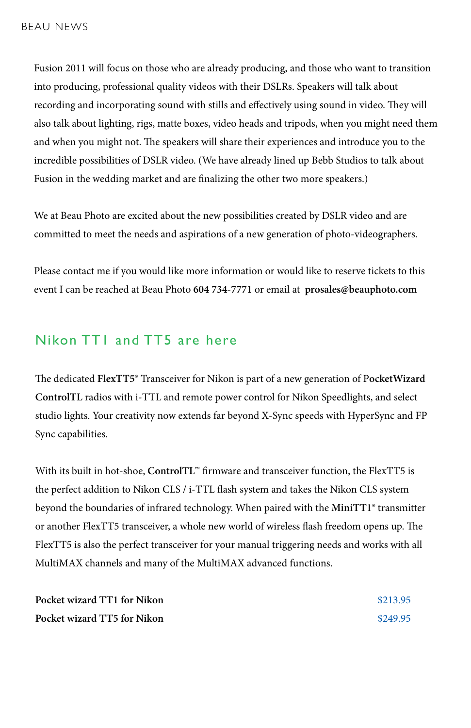Fusion 2011 will focus on those who are already producing, and those who want to transition into producing, professional quality videos with their DSLRs. Speakers will talk about recording and incorporating sound with stills and effectively using sound in video. They will also talk about lighting, rigs, matte boxes, video heads and tripods, when you might need them and when you might not. The speakers will share their experiences and introduce you to the incredible possibilities of DSLR video. (We have already lined up Bebb Studios to talk about Fusion in the wedding market and are finalizing the other two more speakers.)

We at Beau Photo are excited about the new possibilities created by DSLR video and are committed to meet the needs and aspirations of a new generation of photo-videographers.

Please contact me if you would like more information or would like to reserve tickets to this event I can be reached at Beau Photo **604 734-7771** or email at **prosales@beauphoto.com**

## Nikon TT1 and TT5 are here

The dedicated **FlexTT5®** Transceiver for Nikon is part of a new generation of **PocketWizard ControlTL** radios with i-TTL and remote power control for Nikon Speedlights, and select studio lights. Your creativity now extends far beyond X-Sync speeds with HyperSync and FP Sync capabilities.

With its built in hot-shoe, **ControlTL™** firmware and transceiver function, the FlexTT5 is the perfect addition to Nikon CLS / i-TTL flash system and takes the Nikon CLS system beyond the boundaries of infrared technology. When paired with the **MiniTT1®** transmitter or another FlexTT5 transceiver, a whole new world of wireless flash freedom opens up. The FlexTT5 is also the perfect transceiver for your manual triggering needs and works with all MultiMAX channels and many of the MultiMAX advanced functions.

| | |
|---|---|
| **Pocket wizard TT1 for Nikon** | $213.95 |
| **Pocket wizard TT5 for Nikon** | $249.95 |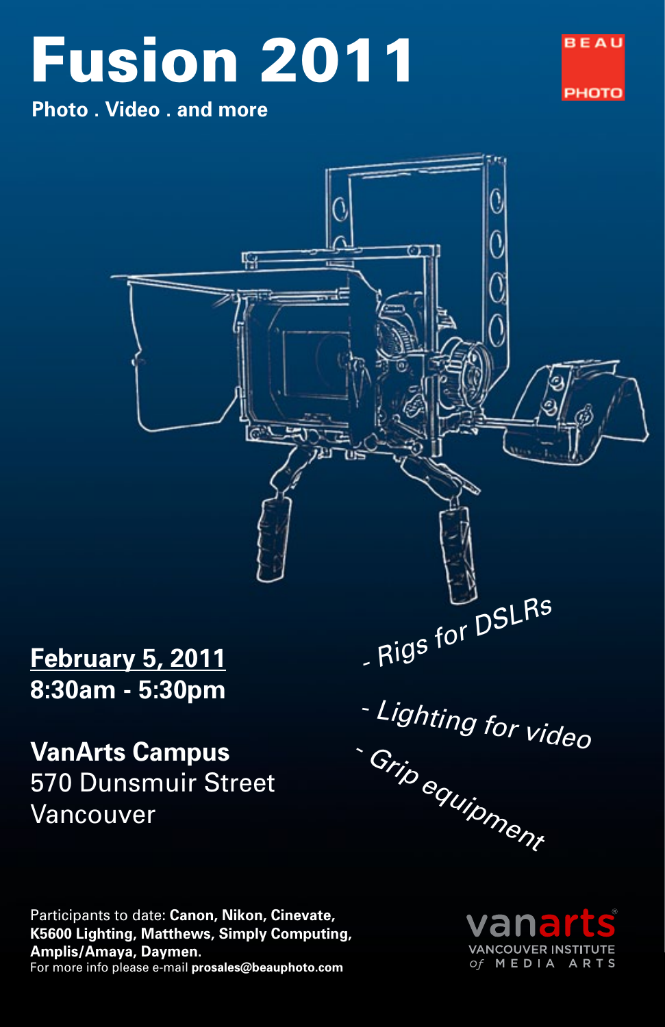# Fusion 2011

**Photo . Video . and more**

BEAU PHOTO

- Rigs for DSLRs
- Lighting for video
- Grip equipment

**February 5, 2011**
**8:30am - 5:30pm**

**VanArts Campus**
570 Dunsmuir Street
Vancouver

Participants to date: **Canon, Nikon, Cinevate, K5600 Lighting, Matthews, Simply Computing, Amplis/Amaya, Daymen.**
For more info please e-mail **prosales@beauphoto.com**

vanarts
VANCOUVER INSTITUTE of MEDIA ARTS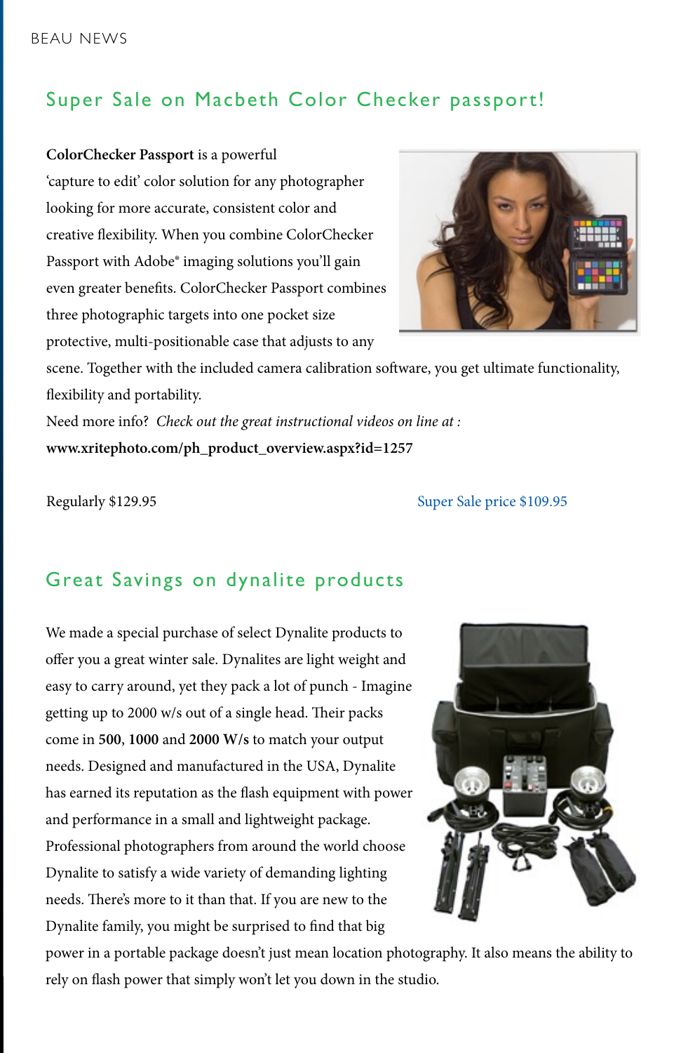## Super Sale on Macbeth Color Checker passport!

**ColorChecker Passport** is a powerful 'capture to edit' color solution for any photographer looking for more accurate, consistent color and creative flexibility. When you combine ColorChecker Passport with Adobe® imaging solutions you'll gain even greater benefits. ColorChecker Passport combines three photographic targets into one pocket size protective, multi-positionable case that adjusts to any scene. Together with the included camera calibration software, you get ultimate functionality, flexibility and portability.

Need more info? *Check out the great instructional videos on line at :*
**www.xritephoto.com/ph_product_overview.aspx?id=1257**

Regularly $129.95

Super Sale price $109.95

## Great Savings on dynalite products

We made a special purchase of select Dynalite products to offer you a great winter sale. Dynalites are light weight and easy to carry around, yet they pack a lot of punch - Imagine getting up to 2000 w/s out of a single head. Their packs come in **500**, **1000** and **2000 W/s** to match your output needs. Designed and manufactured in the USA, Dynalite has earned its reputation as the flash equipment with power and performance in a small and lightweight package. Professional photographers from around the world choose Dynalite to satisfy a wide variety of demanding lighting needs. There's more to it than that. If you are new to the Dynalite family, you might be surprised to find that big power in a portable package doesn't just mean location photography. It also means the ability to rely on flash power that simply won't let you down in the studio.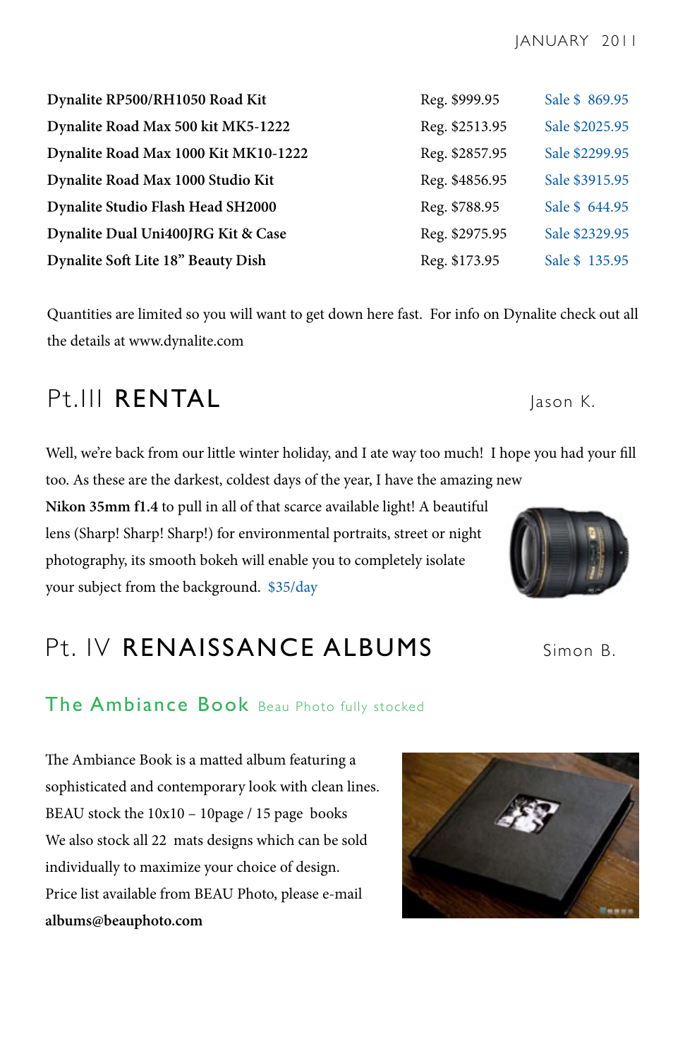| Product | Regular Price | Sale Price |
|---|---|---|
| **Dynalite RP500/RH1050 Road Kit** | Reg. $999.95 | Sale $ 869.95 |
| **Dynalite Road Max 500 kit MK5-1222** | Reg. $2513.95 | Sale $2025.95 |
| **Dynalite Road Max 1000 Kit MK10-1222** | Reg. $2857.95 | Sale $2299.95 |
| **Dynalite Road Max 1000 Studio Kit** | Reg. $4856.95 | Sale $3915.95 |
| **Dynalite Studio Flash Head SH2000** | Reg. $788.95 | Sale $ 644.95 |
| **Dynalite Dual Uni400JRG Kit & Case** | Reg. $2975.95 | Sale $2329.95 |
| **Dynalite Soft Lite 18" Beauty Dish** | Reg. $173.95 | Sale $ 135.95 |

Quantities are limited so you will want to get down here fast. For info on Dynalite check out all the details at www.dynalite.com

## Pt.III **RENTAL**

Jason K.

Well, we're back from our little winter holiday, and I ate way too much! I hope you had your fill too. As these are the darkest, coldest days of the year, I have the amazing new **Nikon 35mm f1.4** to pull in all of that scarce available light! A beautiful lens (Sharp! Sharp! Sharp!) for environmental portraits, street or night photography, its smooth bokeh will enable you to completely isolate your subject from the background. $35/day

## Pt. IV **RENAISSANCE ALBUMS**

Simon B.

### The Ambiance Book Beau Photo fully stocked

The Ambiance Book is a matted album featuring a sophisticated and contemporary look with clean lines. BEAU stock the 10x10 – 10page / 15 page books We also stock all 22 mats designs which can be sold individually to maximize your choice of design. Price list available from BEAU Photo, please e-mail **albums@beauphoto.com**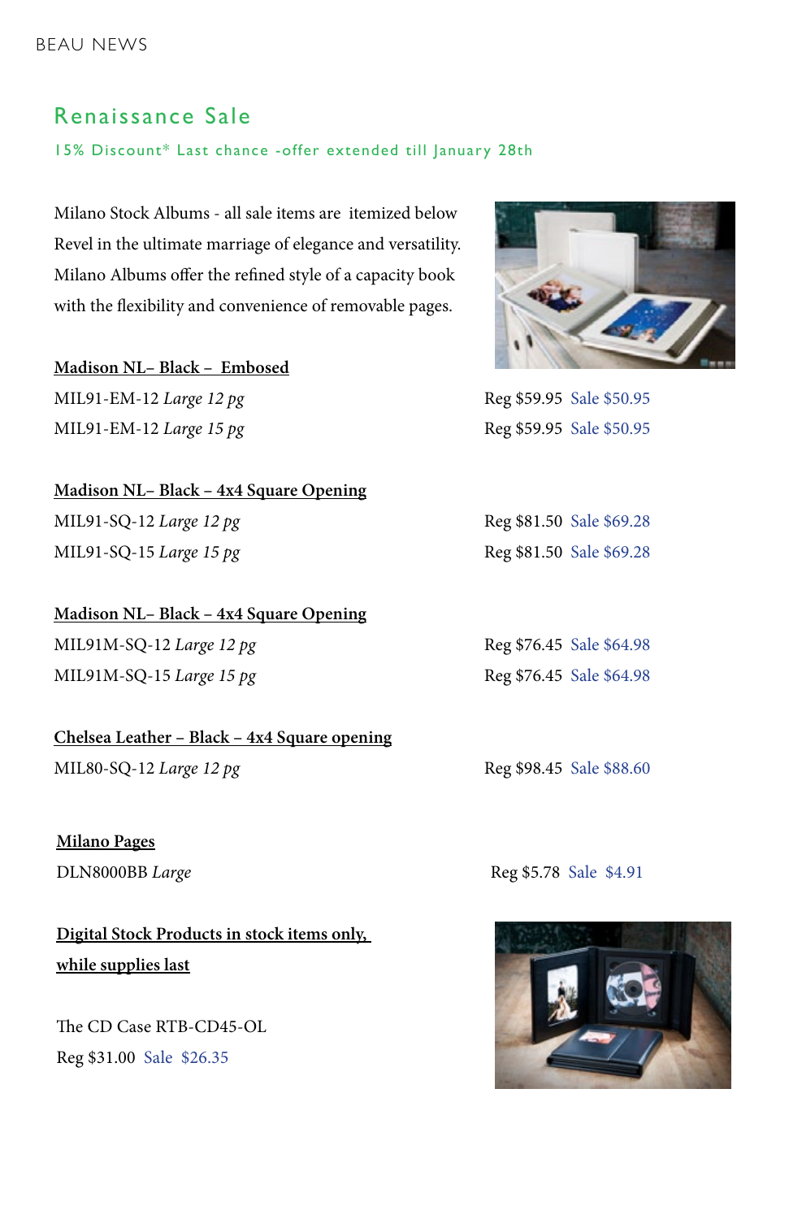## Renaissance Sale

15% Discount* Last chance -offer extended till January 28th

Milano Stock Albums - all sale items are itemized below Revel in the ultimate marriage of elegance and versatility. Milano Albums offer the refined style of a capacity book with the flexibility and convenience of removable pages.

**Madison NL– Black – Embosed**

MIL91-EM-12 *Large 12 pg* Reg $59.95 Sale $50.95

MIL91-EM-12 *Large 15 pg* Reg $59.95 Sale $50.95

**Madison NL– Black – 4x4 Square Opening**

MIL91-SQ-12 *Large 12 pg* Reg $81.50 Sale $69.28

MIL91-SQ-15 *Large 15 pg* Reg $81.50 Sale $69.28

**Madison NL– Black – 4x4 Square Opening**

MIL91M-SQ-12 *Large 12 pg* Reg $76.45 Sale $64.98

MIL91M-SQ-15 *Large 15 pg* Reg $76.45 Sale $64.98

**Chelsea Leather – Black – 4x4 Square opening**

MIL80-SQ-12 *Large 12 pg* Reg $98.45 Sale $88.60

**Milano Pages**

DLN8000BB *Large* Reg $5.78 Sale $4.91

**Digital Stock Products in stock items only, while supplies last**

The CD Case RTB-CD45-OL

Reg $31.00 Sale $26.35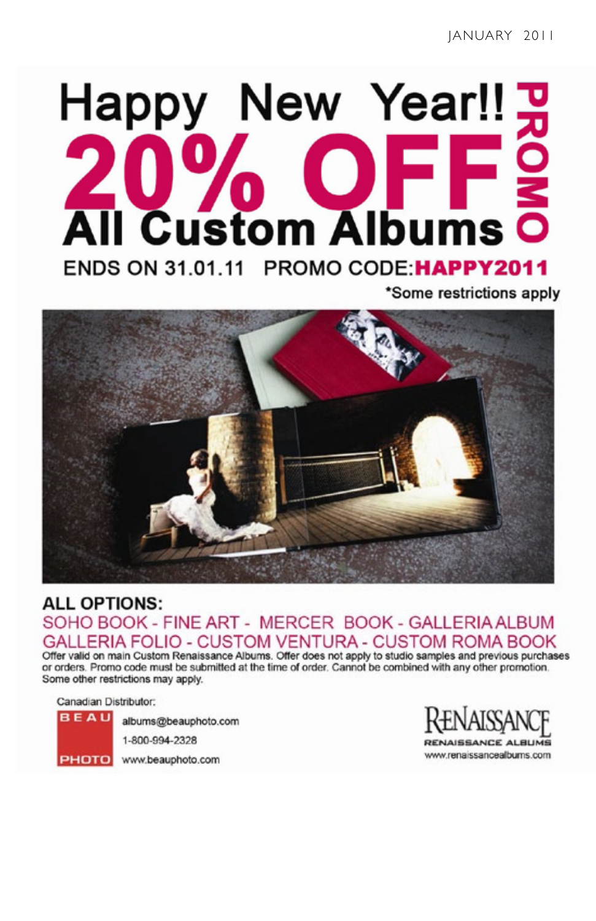# Happy New Year!!

# 20% OFF

## All Custom Albums

**PROMO**

ENDS ON 31.01.11 PROMO CODE: **HAPPY2011**

*Some restrictions apply

**ALL OPTIONS:**

SOHO BOOK - FINE ART - MERCER BOOK - GALLERIA ALBUM
GALLERIA FOLIO - CUSTOM VENTURA - CUSTOM ROMA BOOK

Offer valid on main Custom Renaissance Albums. Offer does not apply to studio samples and previous purchases or orders. Promo code must be submitted at the time of order. Cannot be combined with any other promotion. Some other restrictions may apply.

Canadian Distributor:

BEAU PHOTO

albums@beauphoto.com

1-800-994-2328

www.beauphoto.com

RENAISSANCE

RENAISSANCE ALBUMS

www.renaissancealbums.com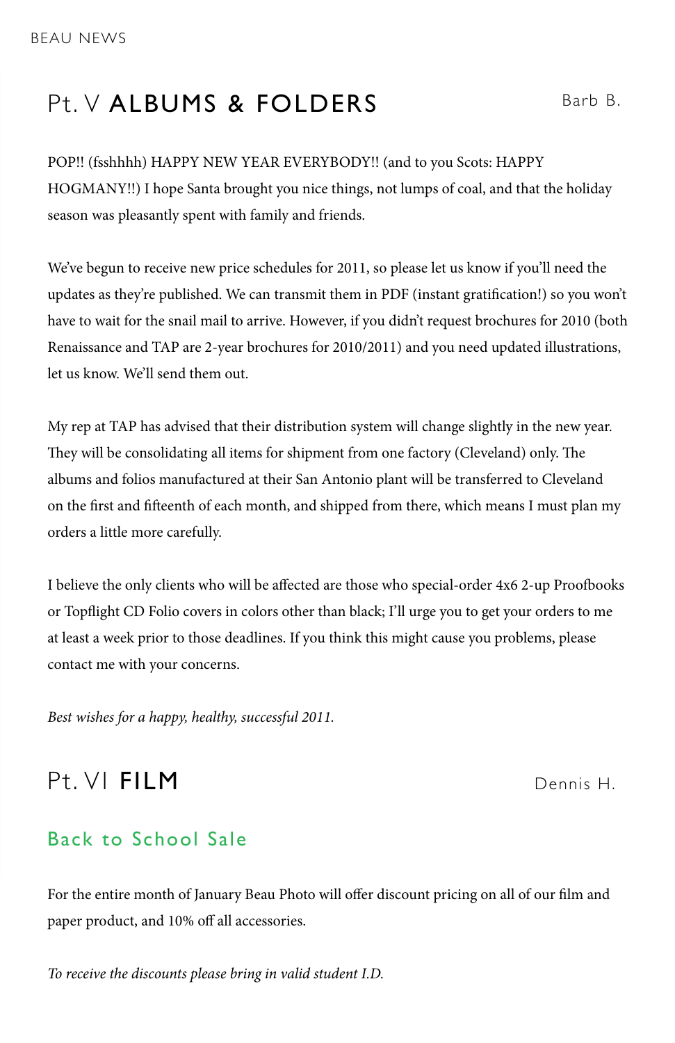## Pt. V **ALBUMS & FOLDERS**

Barb B.

POP!! (fsshhhh) HAPPY NEW YEAR EVERYBODY!! (and to you Scots: HAPPY HOGMANY!!) I hope Santa brought you nice things, not lumps of coal, and that the holiday season was pleasantly spent with family and friends.

We've begun to receive new price schedules for 2011, so please let us know if you'll need the updates as they're published. We can transmit them in PDF (instant gratification!) so you won't have to wait for the snail mail to arrive. However, if you didn't request brochures for 2010 (both Renaissance and TAP are 2-year brochures for 2010/2011) and you need updated illustrations, let us know. We'll send them out.

My rep at TAP has advised that their distribution system will change slightly in the new year. They will be consolidating all items for shipment from one factory (Cleveland) only. The albums and folios manufactured at their San Antonio plant will be transferred to Cleveland on the first and fifteenth of each month, and shipped from there, which means I must plan my orders a little more carefully.

I believe the only clients who will be affected are those who special-order 4x6 2-up Proofbooks or Topflight CD Folio covers in colors other than black; I'll urge you to get your orders to me at least a week prior to those deadlines. If you think this might cause you problems, please contact me with your concerns.

*Best wishes for a happy, healthy, successful 2011.*

## Pt. VI **FILM**

Dennis H.

### Back to School Sale

For the entire month of January Beau Photo will offer discount pricing on all of our film and paper product, and 10% off all accessories.

*To receive the discounts please bring in valid student I.D.*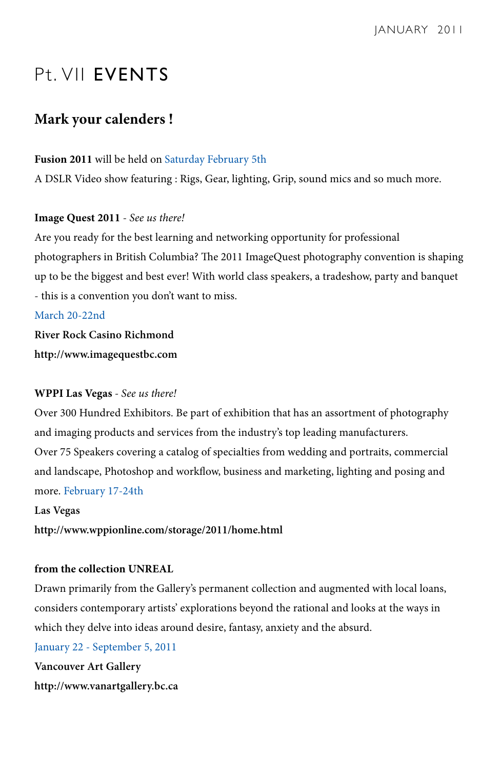# Pt. VII **EVENTS**

## Mark your calenders !

**Fusion 2011** will be held on Saturday February 5th

A DSLR Video show featuring : Rigs, Gear, lighting, Grip, sound mics and so much more.

**Image Quest 2011** - *See us there!*

Are you ready for the best learning and networking opportunity for professional photographers in British Columbia? The 2011 ImageQuest photography convention is shaping up to be the biggest and best ever! With world class speakers, a tradeshow, party and banquet - this is a convention you don't want to miss.

March 20-22nd

**River Rock Casino Richmond**

**http://www.imagequestbc.com**

**WPPI Las Vegas** - *See us there!*

Over 300 Hundred Exhibitors. Be part of exhibition that has an assortment of photography and imaging products and services from the industry's top leading manufacturers.

Over 75 Speakers covering a catalog of specialties from wedding and portraits, commercial and landscape, Photoshop and workflow, business and marketing, lighting and posing and more. February 17-24th

**Las Vegas**

**http://www.wppionline.com/storage/2011/home.html**

**from the collection UNREAL**

Drawn primarily from the Gallery's permanent collection and augmented with local loans, considers contemporary artists' explorations beyond the rational and looks at the ways in which they delve into ideas around desire, fantasy, anxiety and the absurd.

January 22 - September 5, 2011

**Vancouver Art Gallery**

**http://www.vanartgallery.bc.ca**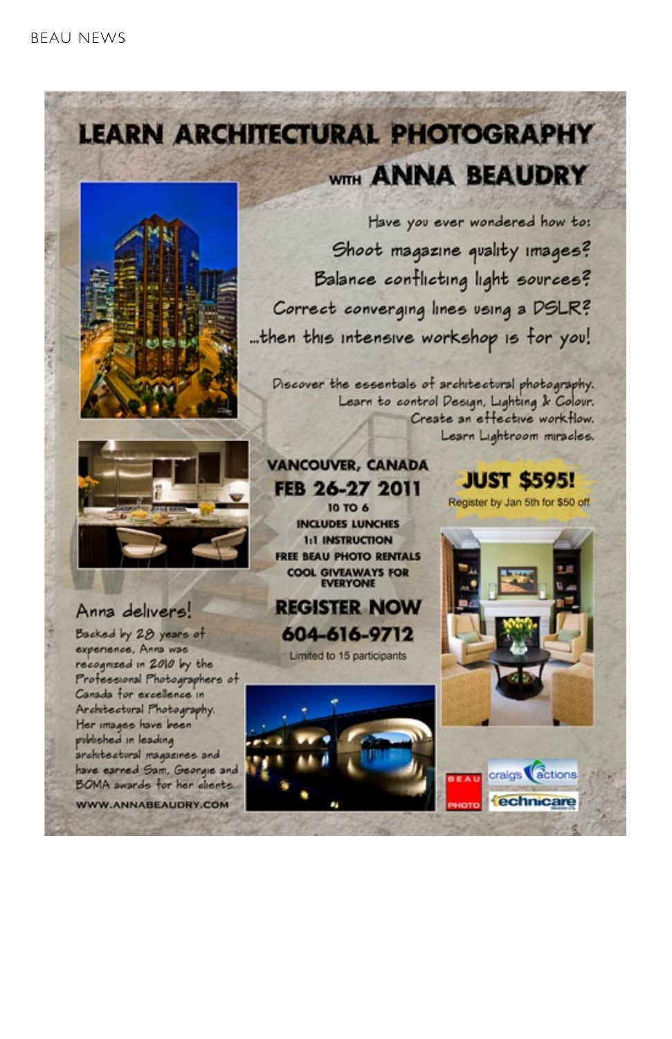# LEARN ARCHITECTURAL PHOTOGRAPHY

## WITH ANNA BEAUDRY

Have you ever wondered how to:

Shoot magazine quality images?

Balance conflicting light sources?

Correct converging lines using a DSLR?

...then this intensive workshop is for you!

Discover the essentials of architectural photography.
Learn to control Design, Lighting & Colour.
Create an effective workflow.
Learn Lightroom miracles.

**VANCOUVER, CANADA**

**FEB 26-27 2011**

**10 TO 6**

**INCLUDES LUNCHES**

**1:1 INSTRUCTION**

**FREE BEAU PHOTO RENTALS**

**COOL GIVEAWAYS FOR EVERYONE**

**JUST $595!**

Register by Jan 5th for $50 off

**REGISTER NOW**

**604-616-9712**

Limited to 15 participants

### Anna delivers!

Backed by 28 years of experience, Anna was recognized in 2010 by the Professional Photographers of Canada for excellence in Architectural Photography. Her images have been published in leading architectural magazines and have earned Sam, Georgie and BOMA awards for her clients.

**WWW.ANNABEAUDRY.COM**

BEAU PHOTO

craig's actions

technicare